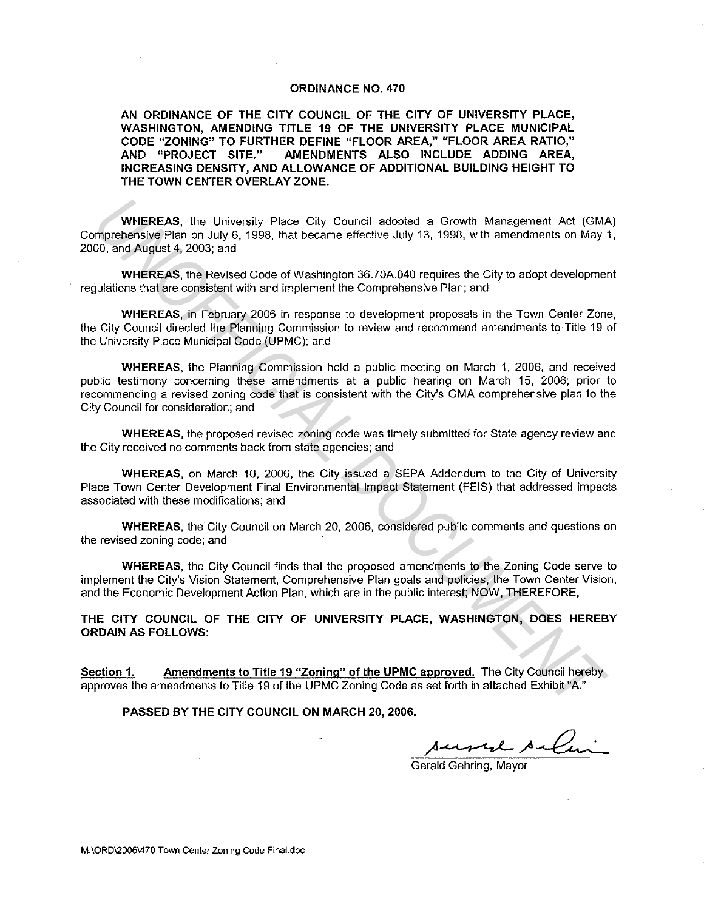# ORDINANCE NO. 470

**AN ORDINANCE OF THE CITY COUNCIL OF THE CITY OF UNIVERSITY PLACE, WASHINGTON, AMENDING TITLE 19 OF THE UNIVERSITY PLACE MUNICIPAL CODE "ZONING" TO FURTHER DEFINE "FLOOR AREA," "FLOOR AREA RATIO," AND "PROJECT SITE." AMENDMENTS ALSO INCLUDE ADDING AREA, INCREASING DENSITY, AND ALLOWANCE OF ADDITIONAL BUILDING HEIGHT TO THE TOWN CENTER OVERLAY ZONE.**

**WHEREAS**, the University Place City Council adopted a Growth Management Act (GMA) Comprehensive Plan on July 6, 1998, that became effective July 13, 1998, with amendments on May 1, 2000, and August 4, 2003; and

**WHEREAS**, the Revised Code of Washington 36.70A.040 requires the City to adopt development regulations that are consistent with and implement the Comprehensive Plan; and

**WHEREAS**, in February 2006 in response to development proposals in the Town Center Zone, the City Council directed the Planning Commission to review and recommend amendments to Title 19 of the University Place Municipal Code (UPMC); and

**WHEREAS**, the Planning Commission held a public meeting on March 1, 2006, and received public testimony concerning these amendments at a public hearing on March 15, 2006; prior to recommending a revised zoning code that is consistent with the City's GMA comprehensive plan to the City Council for consideration; and

**WHEREAS**, the proposed revised zoning code was timely submitted for State agency review and the City received no comments back from state agencies; and

**WHEREAS**, on March 10, 2006, the City issued a SEPA Addendum to the City of University Place Town Center Development Final Environmental Impact Statement (FEIS) that addressed impacts associated with these modifications; and

**WHEREAS**, the City Council on March 20, 2006, considered public comments and questions on the revised zoning code; and

**WHEREAS**, the City Council finds that the proposed amendments to the Zoning Code serve to implement the City's Vision Statement, Comprehensive Plan goals and policies, the Town Center Vision, and the Economic Development Action Plan, which are in the public interest; NOW, THEREFORE,

**THE CITY COUNCIL OF THE CITY OF UNIVERSITY PLACE, WASHINGTON, DOES HEREBY ORDAIN AS FOLLOWS:**

**Section 1.** **Amendments to Title 19 "Zoning" of the UPMC approved.** The City Council hereby approves the amendments to Title 19 of the UPMC Zoning Code as set forth in attached Exhibit "A."

**PASSED BY THE CITY COUNCIL ON MARCH 20, 2006.**

Gerald Gehring, Mayor

M:\ORD\2006\470 Town Center Zoning Code Final.doc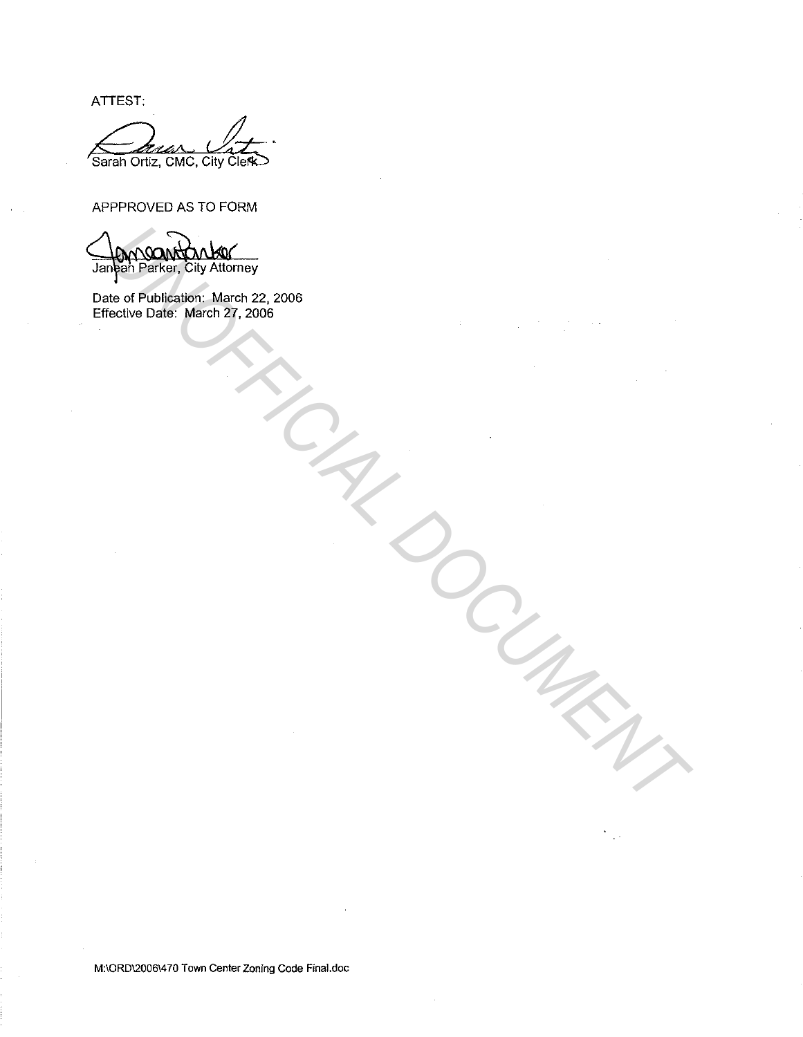ATTEST:

Sarah Ortiz, CMC, City Clerk

APPPROVED AS TO FORM

Janean Parker, City Attorney

Date of Publication: March 22, 2006
Effective Date: March 27, 2006

UNOFFICIAL DOCUMENT

M:\ORD\2006\470 Town Center Zoning Code Final.doc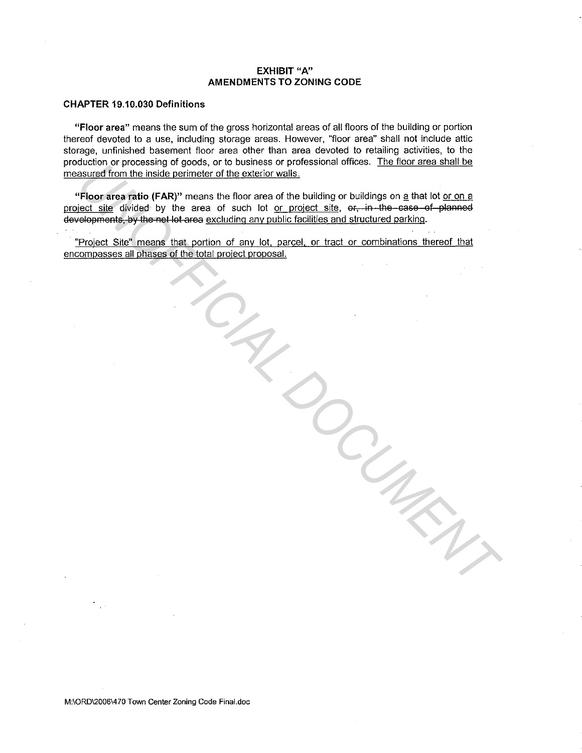# EXHIBIT "A"
## AMENDMENTS TO ZONING CODE

### CHAPTER 19.10.030 Definitions

**"Floor area"** means the sum of the gross horizontal areas of all floors of the building or portion thereof devoted to a use, including storage areas. However, "floor area" shall not include attic storage, unfinished basement floor area other than area devoted to retailing activities, to the production or processing of goods, or to business or professional offices. <u>The floor area shall be measured from the inside perimeter of the exterior walls.</u>

**"Floor area ratio (FAR)"** means the floor area of the building or buildings on <u>a</u> ~~that~~ lot <u>or on a project site</u> divided by the area of such lot <u>or project site</u>, ~~or, in the case of planned developments, by the net lot area~~ <u>excluding any public facilities and structured parking</u>.

<u>"Project Site" means that portion of any lot, parcel, or tract or combinations thereof that encompasses all phases of the total project proposal.</u>

M:\ORD\2006\470 Town Center Zoning Code Final.doc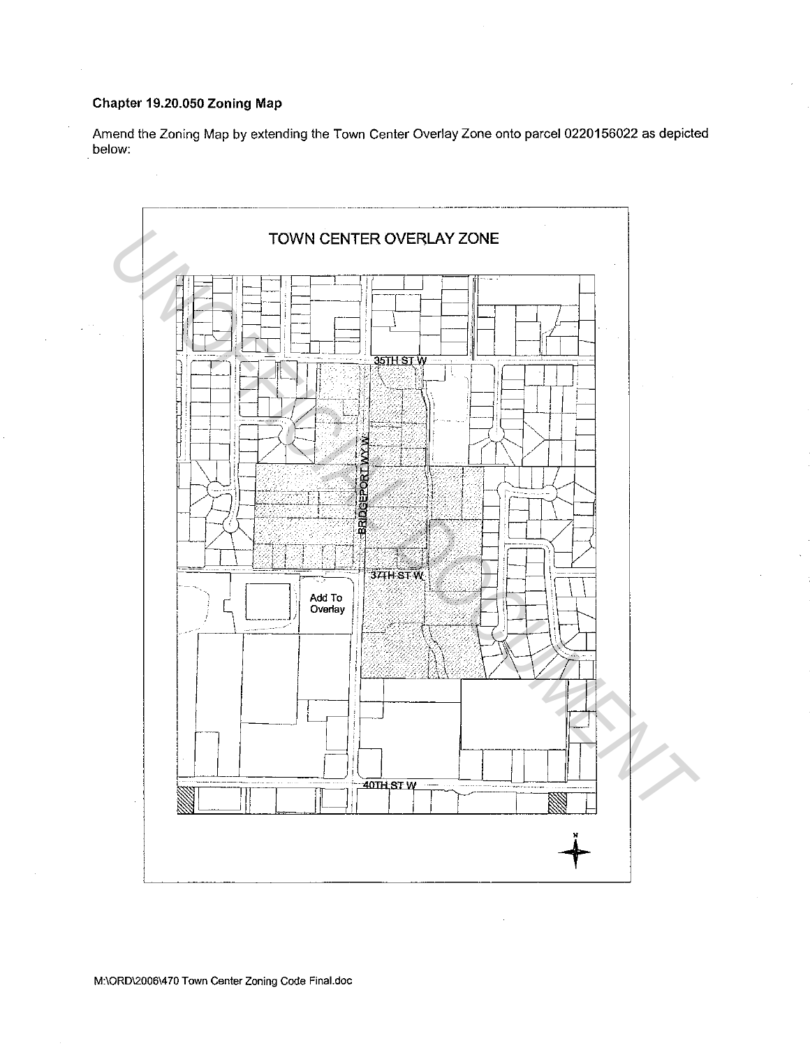**Chapter 19.20.050 Zoning Map**

Amend the Zoning Map by extending the Town Center Overlay Zone onto parcel 0220156022 as depicted below:

TOWN CENTER OVERLAY ZONE

35TH ST W

BRIDGEPORT WY W

37TH ST W

Add To Overlay

40TH ST W

M:\ORD\2006\470 Town Center Zoning Code Final.doc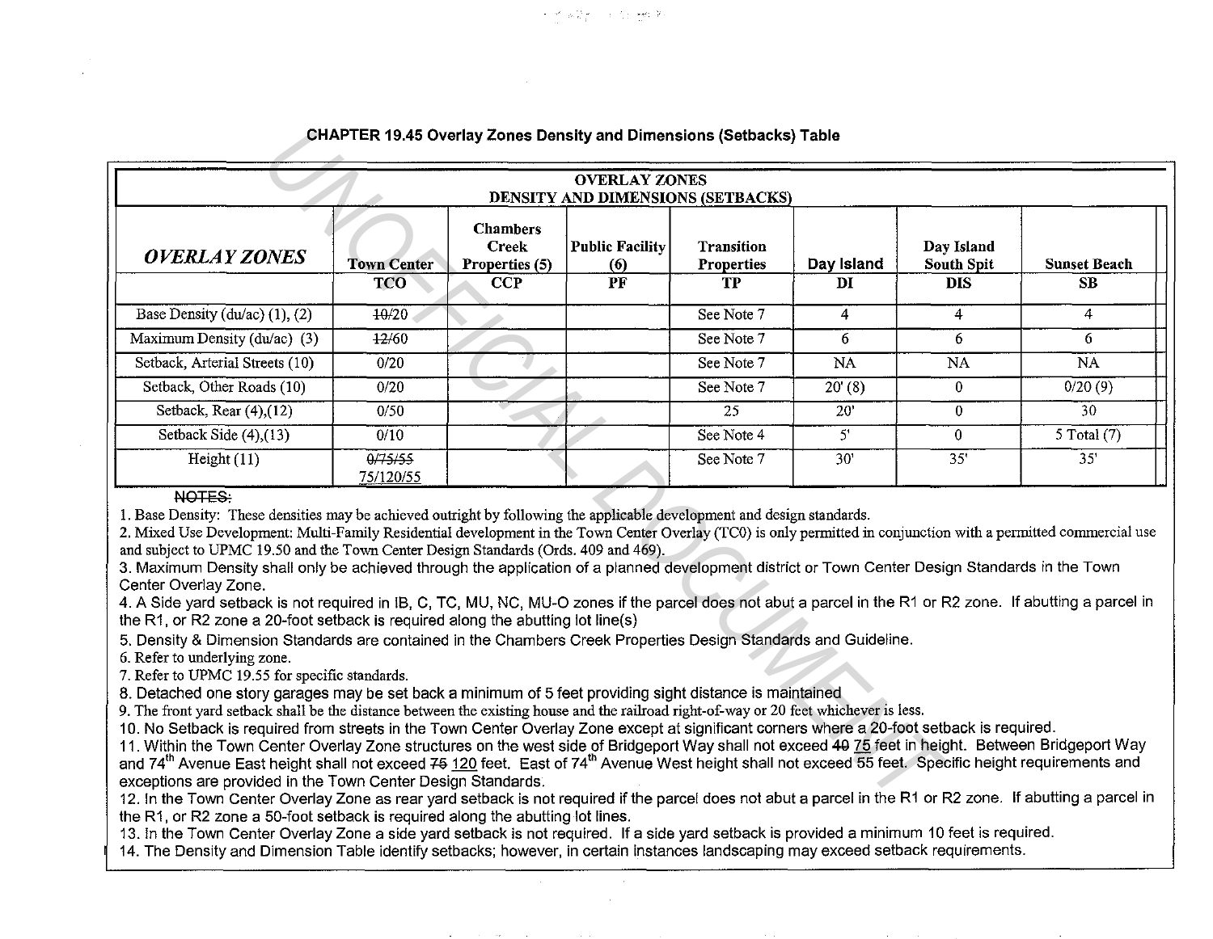### CHAPTER 19.45 Overlay Zones Density and Dimensions (Setbacks) Table

| OVERLAY ZONES DENSITY AND DIMENSIONS (SETBACKS) | | | | | | | |
|---|---|---|---|---|---|---|---|
| ***OVERLAY ZONES*** | **Town Center** | **Chambers Creek Properties (5)** | **Public Facility (6)** | **Transition Properties** | **Day Island** | **Day Island South Spit** | **Sunset Beach** |
| | **TCO** | **CCP** | **PF** | **TP** | **DI** | **DIS** | **SB** |
| Base Density (du/ac) (1), (2) | ~~10~~/20 | | | See Note 7 | 4 | 4 | 4 |
| Maximum Density (du/ac) (3) | ~~12~~/60 | | | See Note 7 | 6 | 6 | 6 |
| Setback, Arterial Streets (10) | 0/20 | | | See Note 7 | NA | NA | NA |
| Setback, Other Roads (10) | 0/20 | | | See Note 7 | 20' (8) | 0 | 0/20 (9) |
| Setback, Rear (4),(12) | 0/50 | | | 25 | 20' | 0 | 30 |
| Setback Side (4),(13) | 0/10 | | | See Note 4 | 5' | 0 | 5 Total (7) |
| Height (11) | ~~0/75/55~~ 75/120/55 | | | See Note 7 | 30' | 35' | 35' |

~~NOTES:~~

1. Base Density: These densities may be achieved outright by following the applicable development and design standards.
2. Mixed Use Development: Multi-Family Residential development in the Town Center Overlay (TC0) is only permitted in conjunction with a permitted commercial use and subject to UPMC 19.50 and the Town Center Design Standards (Ords. 409 and 469).
3. Maximum Density shall only be achieved through the application of a planned development district or Town Center Design Standards in the Town Center Overlay Zone.
4. A Side yard setback is not required in IB, C, TC, MU, NC, MU-O zones if the parcel does not abut a parcel in the R1 or R2 zone. If abutting a parcel in the R1, or R2 zone a 20-foot setback is required along the abutting lot line(s)
5. Density & Dimension Standards are contained in the Chambers Creek Properties Design Standards and Guideline.
6. Refer to underlying zone.
7. Refer to UPMC 19.55 for specific standards.
8. Detached one story garages may be set back a minimum of 5 feet providing sight distance is maintained
9. The front yard setback shall be the distance between the existing house and the railroad right-of-way or 20 feet whichever is less.
10. No Setback is required from streets in the Town Center Overlay Zone except at significant corners where a 20-foot setback is required.
11. Within the Town Center Overlay Zone structures on the west side of Bridgeport Way shall not exceed ~~40~~ 75 feet in height. Between Bridgeport Way and 74th Avenue East height shall not exceed ~~75~~ 120 feet. East of 74th Avenue West height shall not exceed 55 feet. Specific height requirements and exceptions are provided in the Town Center Design Standards.
12. In the Town Center Overlay Zone as rear yard setback is not required if the parcel does not abut a parcel in the R1 or R2 zone. If abutting a parcel in the R1, or R2 zone a 50-foot setback is required along the abutting lot lines.
13. In the Town Center Overlay Zone a side yard setback is not required. If a side yard setback is provided a minimum 10 feet is required.
14. The Density and Dimension Table identify setbacks; however, in certain instances landscaping may exceed setback requirements.